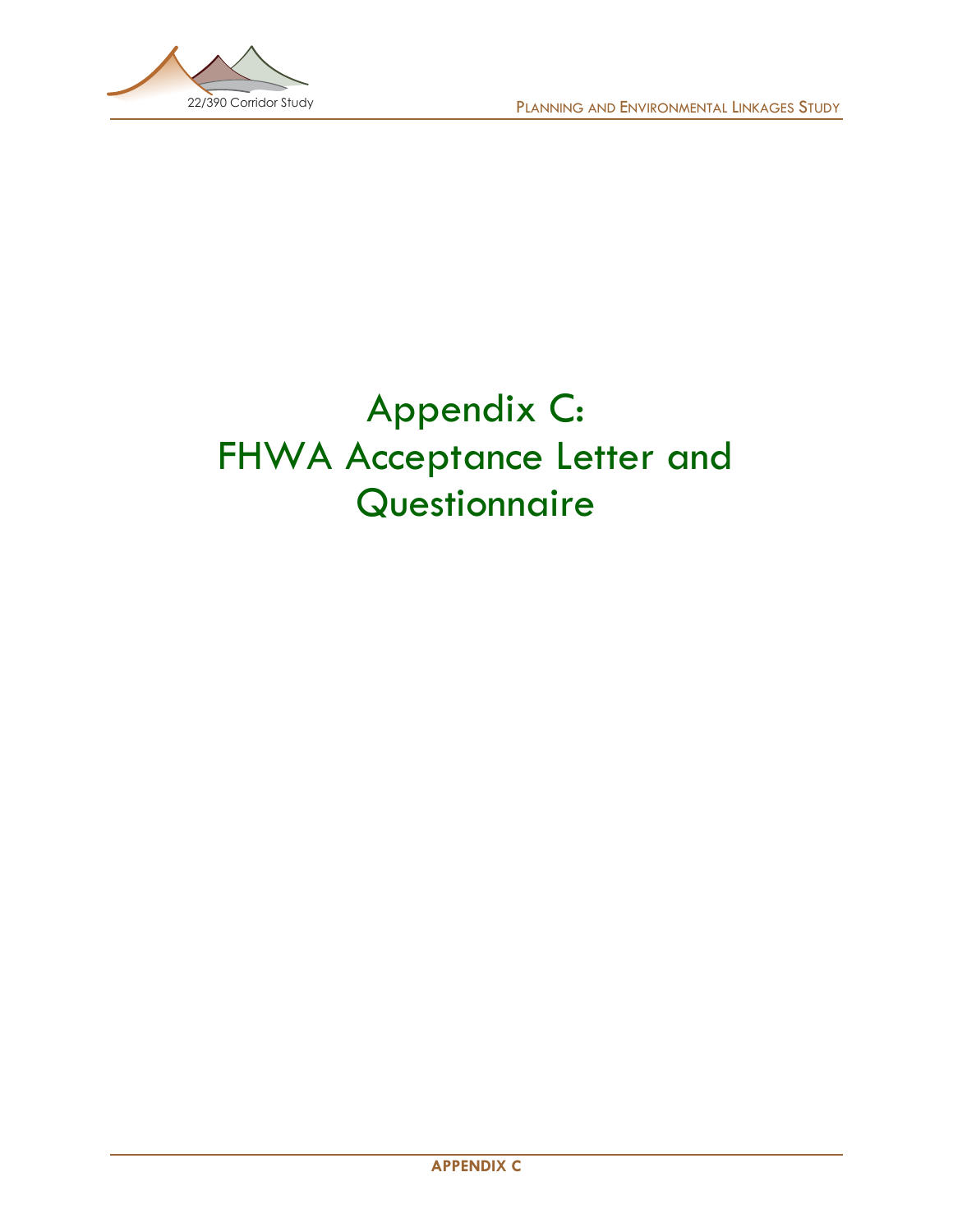# Appendix C: FHWA Acceptance Letter and Questionnaire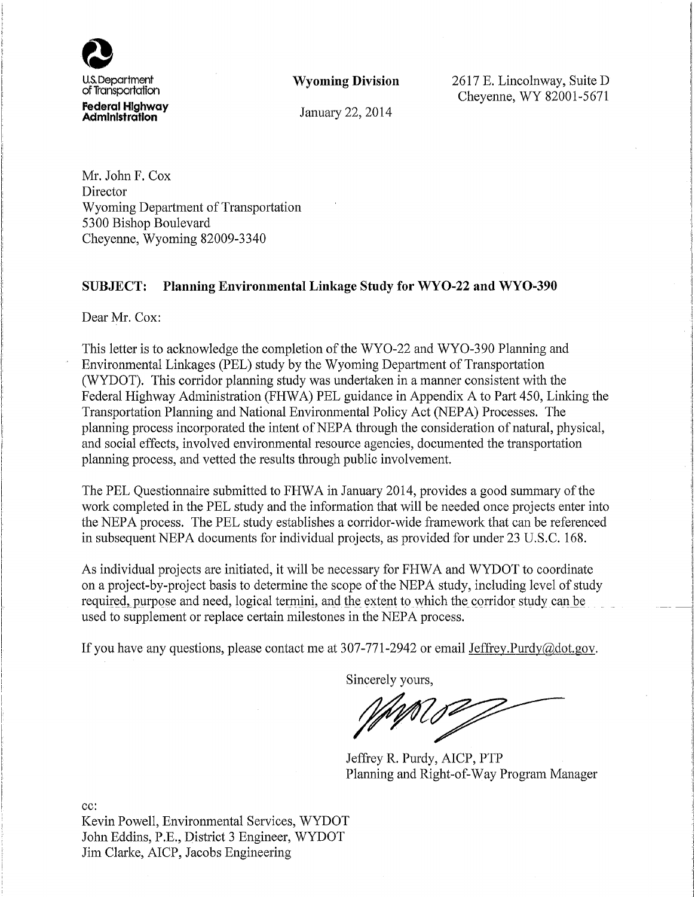U.S. Department of Transportation
**Federal Highway Administration**

**Wyoming Division**

January 22, 2014

2617 E. Lincolnway, Suite D
Cheyenne, WY 82001-5671

Mr. John F. Cox
Director
Wyoming Department of Transportation
5300 Bishop Boulevard
Cheyenne, Wyoming 82009-3340

**SUBJECT: Planning Environmental Linkage Study for WYO-22 and WYO-390**

Dear Mr. Cox:

This letter is to acknowledge the completion of the WYO-22 and WYO-390 Planning and Environmental Linkages (PEL) study by the Wyoming Department of Transportation (WYDOT). This corridor planning study was undertaken in a manner consistent with the Federal Highway Administration (FHWA) PEL guidance in Appendix A to Part 450, Linking the Transportation Planning and National Environmental Policy Act (NEPA) Processes. The planning process incorporated the intent of NEPA through the consideration of natural, physical, and social effects, involved environmental resource agencies, documented the transportation planning process, and vetted the results through public involvement.

The PEL Questionnaire submitted to FHWA in January 2014, provides a good summary of the work completed in the PEL study and the information that will be needed once projects enter into the NEPA process. The PEL study establishes a corridor-wide framework that can be referenced in subsequent NEPA documents for individual projects, as provided for under 23 U.S.C. 168.

As individual projects are initiated, it will be necessary for FHWA and WYDOT to coordinate on a project-by-project basis to determine the scope of the NEPA study, including level of study required, purpose and need, logical termini, and the extent to which the corridor study can be used to supplement or replace certain milestones in the NEPA process.

If you have any questions, please contact me at 307-771-2942 or email Jeffrey.Purdy@dot.gov.

Sincerely yours,

Jeffrey R. Purdy, AICP, PTP
Planning and Right-of-Way Program Manager

cc:
Kevin Powell, Environmental Services, WYDOT
John Eddins, P.E., District 3 Engineer, WYDOT
Jim Clarke, AICP, Jacobs Engineering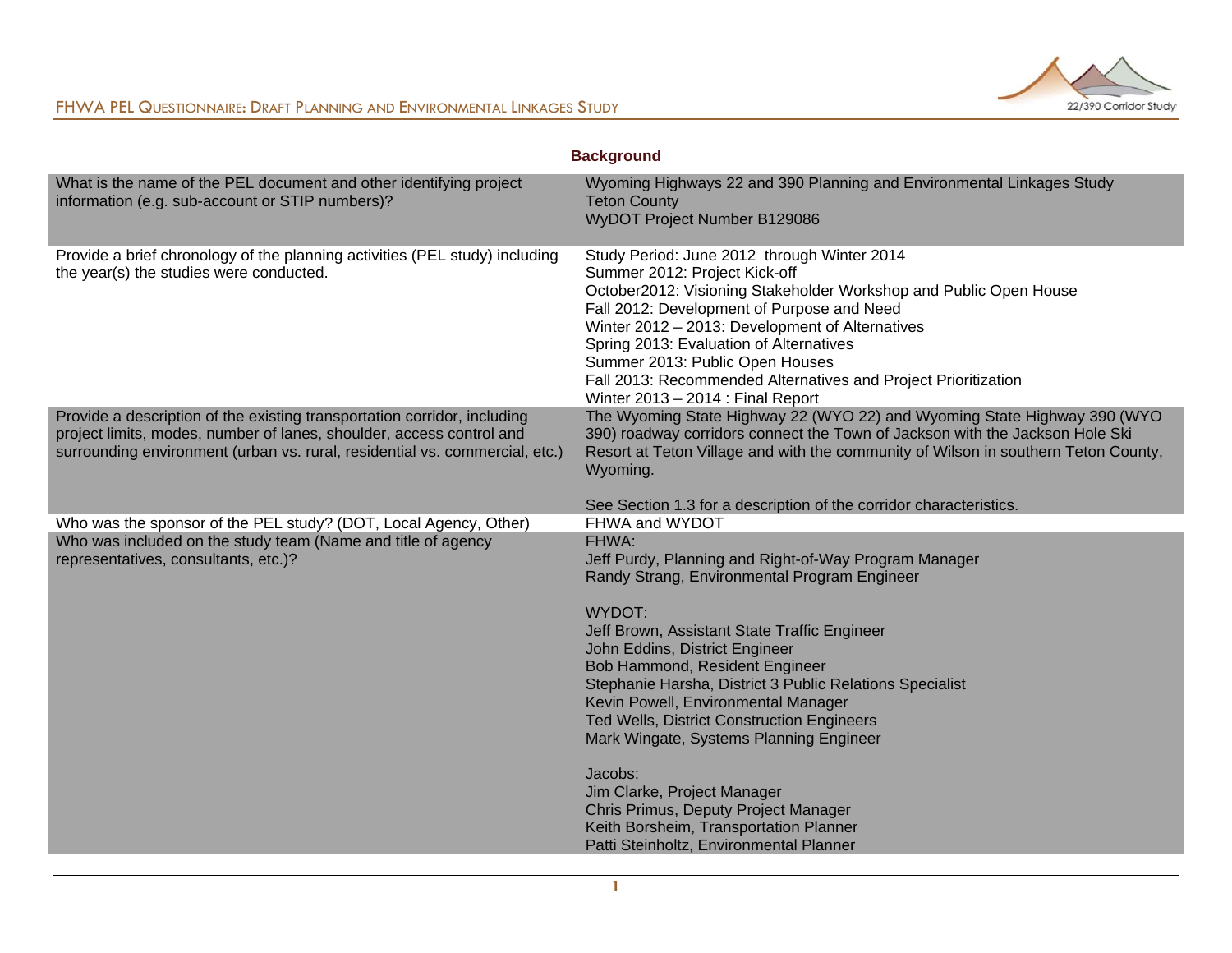## Background

| Question | Response |
| --- | --- |
| What is the name of the PEL document and other identifying project information (e.g. sub-account or STIP numbers)? | Wyoming Highways 22 and 390 Planning and Environmental Linkages Study<br>Teton County<br>WyDOT Project Number B129086 |
| Provide a brief chronology of the planning activities (PEL study) including the year(s) the studies were conducted. | Study Period: June 2012 through Winter 2014<br>Summer 2012: Project Kick-off<br>October2012: Visioning Stakeholder Workshop and Public Open House<br>Fall 2012: Development of Purpose and Need<br>Winter 2012 – 2013: Development of Alternatives<br>Spring 2013: Evaluation of Alternatives<br>Summer 2013: Public Open Houses<br>Fall 2013: Recommended Alternatives and Project Prioritization<br>Winter 2013 – 2014 : Final Report |
| Provide a description of the existing transportation corridor, including project limits, modes, number of lanes, shoulder, access control and surrounding environment (urban vs. rural, residential vs. commercial, etc.) | The Wyoming State Highway 22 (WYO 22) and Wyoming State Highway 390 (WYO 390) roadway corridors connect the Town of Jackson with the Jackson Hole Ski Resort at Teton Village and with the community of Wilson in southern Teton County, Wyoming.<br><br>See Section 1.3 for a description of the corridor characteristics. |
| Who was the sponsor of the PEL study? (DOT, Local Agency, Other) | FHWA and WYDOT |
| Who was included on the study team (Name and title of agency representatives, consultants, etc.)? | FHWA:<br>Jeff Purdy, Planning and Right-of-Way Program Manager<br>Randy Strang, Environmental Program Engineer<br><br>WYDOT:<br>Jeff Brown, Assistant State Traffic Engineer<br>John Eddins, District Engineer<br>Bob Hammond, Resident Engineer<br>Stephanie Harsha, District 3 Public Relations Specialist<br>Kevin Powell, Environmental Manager<br>Ted Wells, District Construction Engineers<br>Mark Wingate, Systems Planning Engineer<br><br>Jacobs:<br>Jim Clarke, Project Manager<br>Chris Primus, Deputy Project Manager<br>Keith Borsheim, Transportation Planner<br>Patti Steinholtz, Environmental Planner |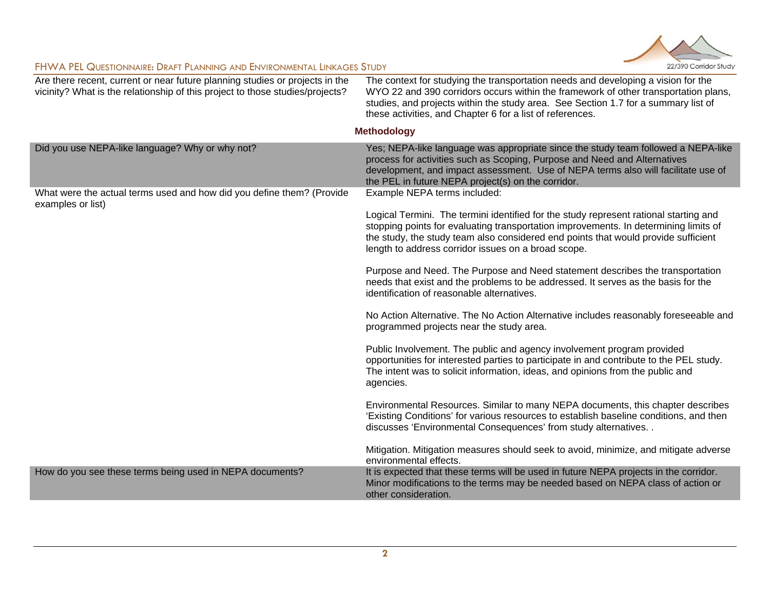| | |
|---|---|
| Are there recent, current or near future planning studies or projects in the vicinity? What is the relationship of this project to those studies/projects? | The context for studying the transportation needs and developing a vision for the WYO 22 and 390 corridors occurs within the framework of other transportation plans, studies, and projects within the study area. See Section 1.7 for a summary list of these activities, and Chapter 6 for a list of references. |

**Methodology**

| | |
|---|---|
| Did you use NEPA-like language? Why or why not? | Yes; NEPA-like language was appropriate since the study team followed a NEPA-like process for activities such as Scoping, Purpose and Need and Alternatives development, and impact assessment. Use of NEPA terms also will facilitate use of the PEL in future NEPA project(s) on the corridor. |
| What were the actual terms used and how did you define them? (Provide examples or list) | Example NEPA terms included:<br><br>Logical Termini. The termini identified for the study represent rational starting and stopping points for evaluating transportation improvements. In determining limits of the study, the study team also considered end points that would provide sufficient length to address corridor issues on a broad scope.<br><br>Purpose and Need. The Purpose and Need statement describes the transportation needs that exist and the problems to be addressed. It serves as the basis for the identification of reasonable alternatives.<br><br>No Action Alternative. The No Action Alternative includes reasonably foreseeable and programmed projects near the study area.<br><br>Public Involvement. The public and agency involvement program provided opportunities for interested parties to participate in and contribute to the PEL study. The intent was to solicit information, ideas, and opinions from the public and agencies.<br><br>Environmental Resources. Similar to many NEPA documents, this chapter describes 'Existing Conditions' for various resources to establish baseline conditions, and then discusses 'Environmental Consequences' from study alternatives. .<br><br>Mitigation. Mitigation measures should seek to avoid, minimize, and mitigate adverse environmental effects. |
| How do you see these terms being used in NEPA documents? | It is expected that these terms will be used in future NEPA projects in the corridor. Minor modifications to the terms may be needed based on NEPA class of action or other consideration. |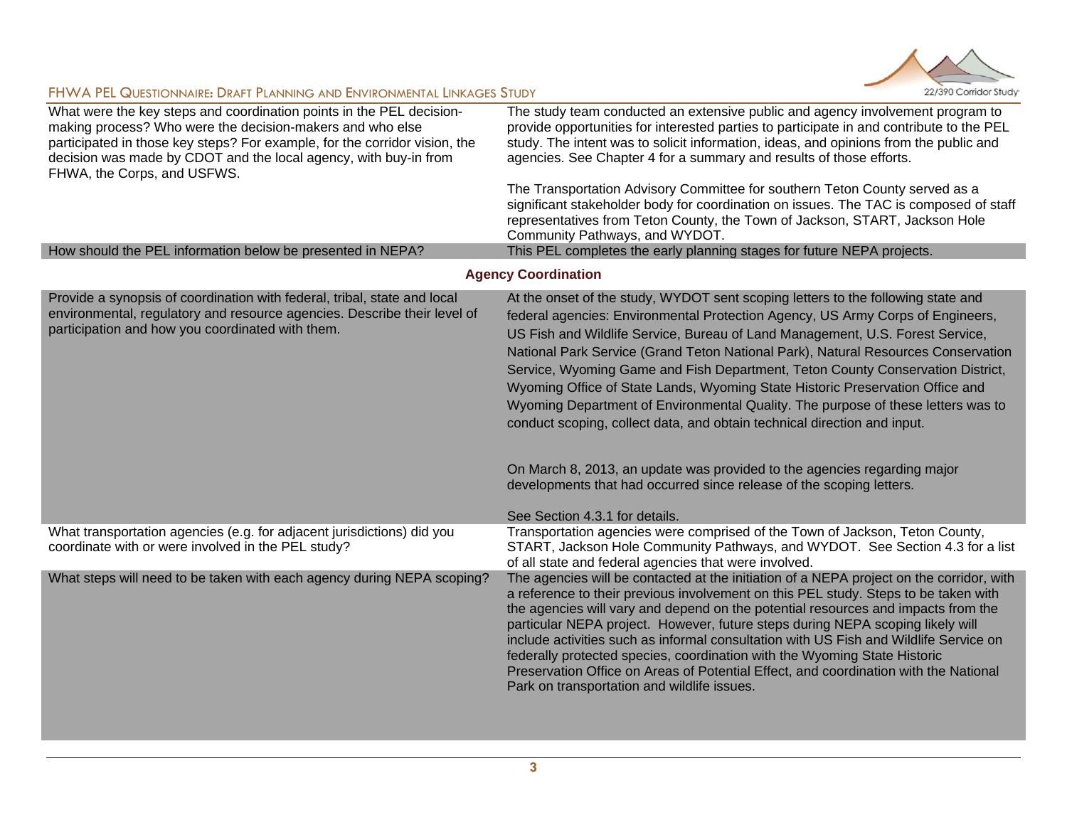| | |
|---|---|
| What were the key steps and coordination points in the PEL decision-making process? Who were the decision-makers and who else participated in those key steps? For example, for the corridor vision, the decision was made by CDOT and the local agency, with buy-in from FHWA, the Corps, and USFWS. | The study team conducted an extensive public and agency involvement program to provide opportunities for interested parties to participate in and contribute to the PEL study. The intent was to solicit information, ideas, and opinions from the public and agencies. See Chapter 4 for a summary and results of those efforts.<br><br>The Transportation Advisory Committee for southern Teton County served as a significant stakeholder body for coordination on issues. The TAC is composed of staff representatives from Teton County, the Town of Jackson, START, Jackson Hole Community Pathways, and WYDOT. |
| How should the PEL information below be presented in NEPA? | This PEL completes the early planning stages for future NEPA projects. |

**Agency Coordination**

| | |
|---|---|
| Provide a synopsis of coordination with federal, tribal, state and local environmental, regulatory and resource agencies. Describe their level of participation and how you coordinated with them. | At the onset of the study, WYDOT sent scoping letters to the following state and federal agencies: Environmental Protection Agency, US Army Corps of Engineers, US Fish and Wildlife Service, Bureau of Land Management, U.S. Forest Service, National Park Service (Grand Teton National Park), Natural Resources Conservation Service, Wyoming Game and Fish Department, Teton County Conservation District, Wyoming Office of State Lands, Wyoming State Historic Preservation Office and Wyoming Department of Environmental Quality. The purpose of these letters was to conduct scoping, collect data, and obtain technical direction and input.<br><br>On March 8, 2013, an update was provided to the agencies regarding major developments that had occurred since release of the scoping letters.<br><br>See Section 4.3.1 for details. |
| What transportation agencies (e.g. for adjacent jurisdictions) did you coordinate with or were involved in the PEL study? | Transportation agencies were comprised of the Town of Jackson, Teton County, START, Jackson Hole Community Pathways, and WYDOT. See Section 4.3 for a list of all state and federal agencies that were involved. |
| What steps will need to be taken with each agency during NEPA scoping? | The agencies will be contacted at the initiation of a NEPA project on the corridor, with a reference to their previous involvement on this PEL study. Steps to be taken with the agencies will vary and depend on the potential resources and impacts from the particular NEPA project. However, future steps during NEPA scoping likely will include activities such as informal consultation with US Fish and Wildlife Service on federally protected species, coordination with the Wyoming State Historic Preservation Office on Areas of Potential Effect, and coordination with the National Park on transportation and wildlife issues. |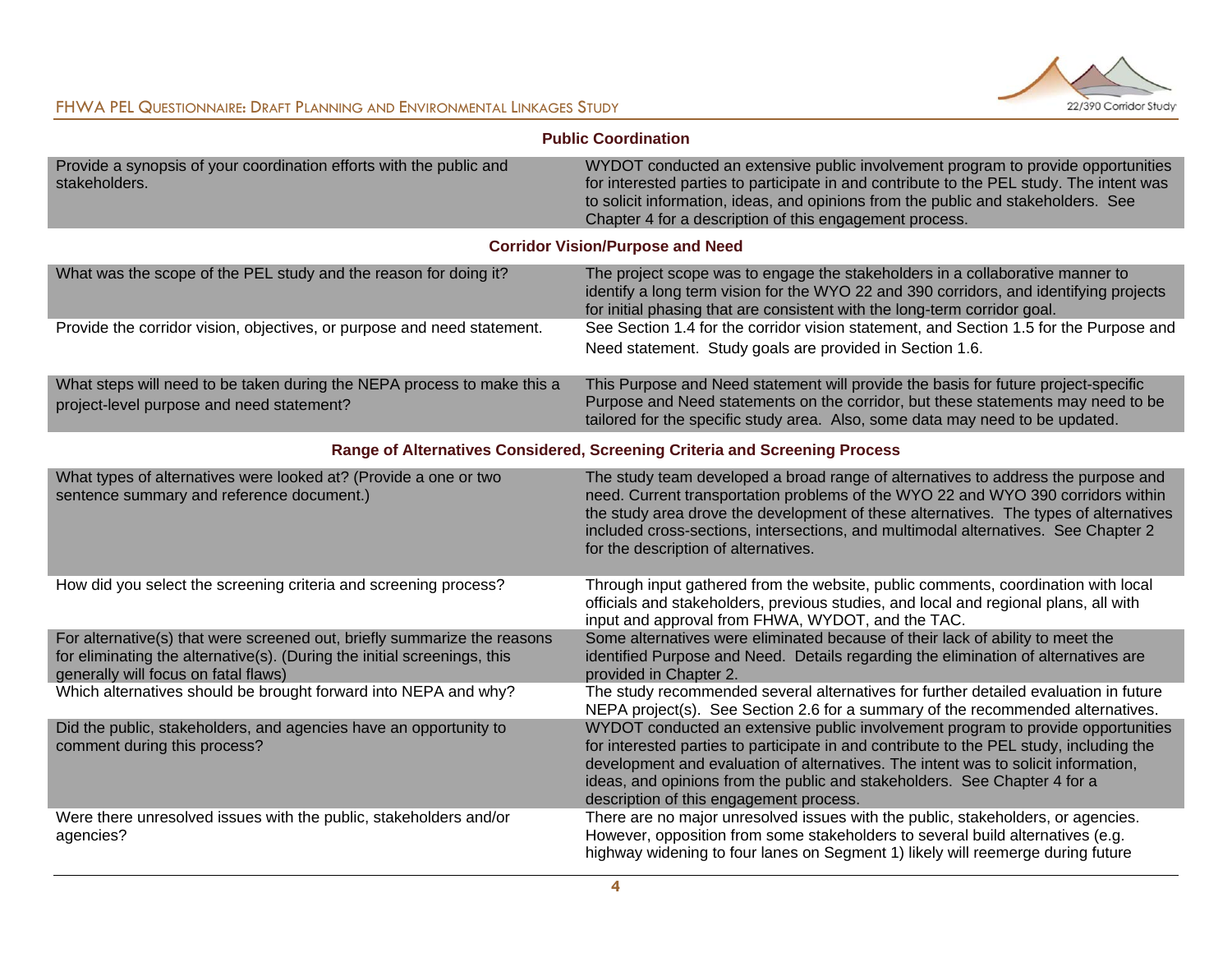**Public Coordination**

| | |
|---|---|
| Provide a synopsis of your coordination efforts with the public and stakeholders. | WYDOT conducted an extensive public involvement program to provide opportunities for interested parties to participate in and contribute to the PEL study. The intent was to solicit information, ideas, and opinions from the public and stakeholders. See Chapter 4 for a description of this engagement process. |

**Corridor Vision/Purpose and Need**

| | |
|---|---|
| What was the scope of the PEL study and the reason for doing it? | The project scope was to engage the stakeholders in a collaborative manner to identify a long term vision for the WYO 22 and 390 corridors, and identifying projects for initial phasing that are consistent with the long-term corridor goal. |
| Provide the corridor vision, objectives, or purpose and need statement. | See Section 1.4 for the corridor vision statement, and Section 1.5 for the Purpose and Need statement. Study goals are provided in Section 1.6. |
| What steps will need to be taken during the NEPA process to make this a project-level purpose and need statement? | This Purpose and Need statement will provide the basis for future project-specific Purpose and Need statements on the corridor, but these statements may need to be tailored for the specific study area. Also, some data may need to be updated. |

**Range of Alternatives Considered, Screening Criteria and Screening Process**

| | |
|---|---|
| What types of alternatives were looked at? (Provide a one or two sentence summary and reference document.) | The study team developed a broad range of alternatives to address the purpose and need. Current transportation problems of the WYO 22 and WYO 390 corridors within the study area drove the development of these alternatives. The types of alternatives included cross-sections, intersections, and multimodal alternatives. See Chapter 2 for the description of alternatives. |
| How did you select the screening criteria and screening process? | Through input gathered from the website, public comments, coordination with local officials and stakeholders, previous studies, and local and regional plans, all with input and approval from FHWA, WYDOT, and the TAC. |
| For alternative(s) that were screened out, briefly summarize the reasons for eliminating the alternative(s). (During the initial screenings, this generally will focus on fatal flaws) | Some alternatives were eliminated because of their lack of ability to meet the identified Purpose and Need. Details regarding the elimination of alternatives are provided in Chapter 2. |
| Which alternatives should be brought forward into NEPA and why? | The study recommended several alternatives for further detailed evaluation in future NEPA project(s). See Section 2.6 for a summary of the recommended alternatives. |
| Did the public, stakeholders, and agencies have an opportunity to comment during this process? | WYDOT conducted an extensive public involvement program to provide opportunities for interested parties to participate in and contribute to the PEL study, including the development and evaluation of alternatives. The intent was to solicit information, ideas, and opinions from the public and stakeholders. See Chapter 4 for a description of this engagement process. |
| Were there unresolved issues with the public, stakeholders and/or agencies? | There are no major unresolved issues with the public, stakeholders, or agencies. However, opposition from some stakeholders to several build alternatives (e.g. highway widening to four lanes on Segment 1) likely will reemerge during future |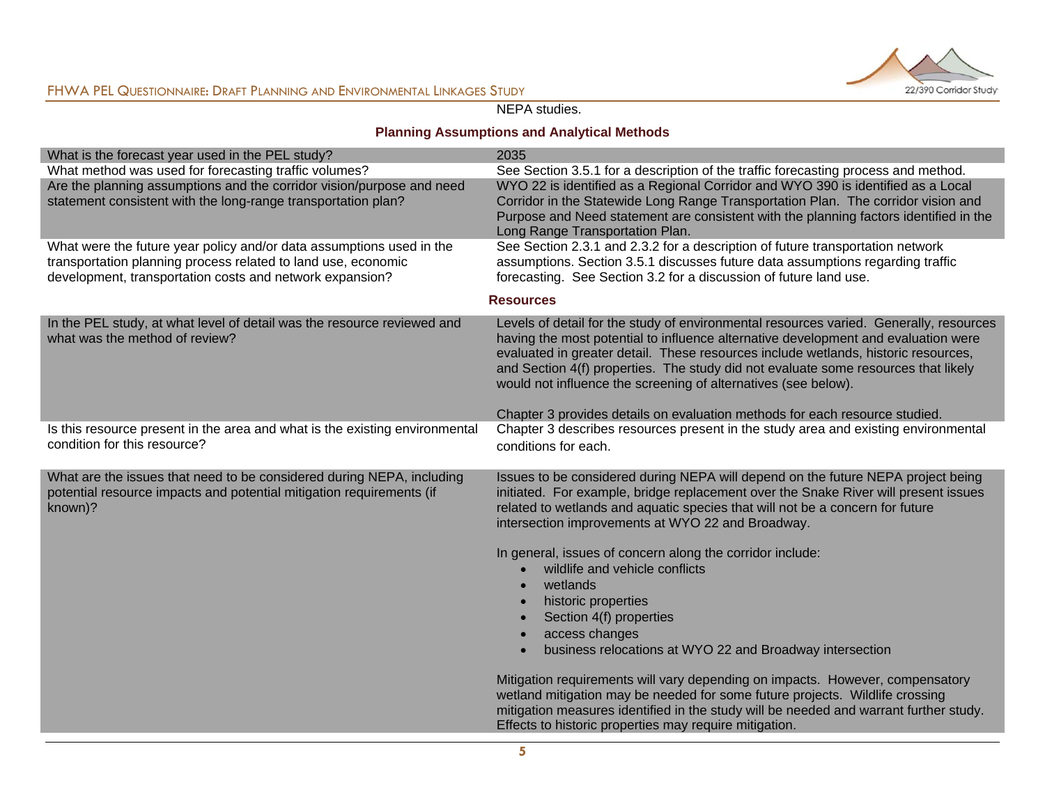NEPA studies.

## Planning Assumptions and Analytical Methods

| | |
|---|---|
| What is the forecast year used in the PEL study? | 2035 |
| What method was used for forecasting traffic volumes? | See Section 3.5.1 for a description of the traffic forecasting process and method. |
| Are the planning assumptions and the corridor vision/purpose and need statement consistent with the long-range transportation plan? | WYO 22 is identified as a Regional Corridor and WYO 390 is identified as a Local Corridor in the Statewide Long Range Transportation Plan. The corridor vision and Purpose and Need statement are consistent with the planning factors identified in the Long Range Transportation Plan. |
| What were the future year policy and/or data assumptions used in the transportation planning process related to land use, economic development, transportation costs and network expansion? | See Section 2.3.1 and 2.3.2 for a description of future transportation network assumptions. Section 3.5.1 discusses future data assumptions regarding traffic forecasting. See Section 3.2 for a discussion of future land use. |

## Resources

| | |
|---|---|
| In the PEL study, at what level of detail was the resource reviewed and what was the method of review? | Levels of detail for the study of environmental resources varied. Generally, resources having the most potential to influence alternative development and evaluation were evaluated in greater detail. These resources include wetlands, historic resources, and Section 4(f) properties. The study did not evaluate some resources that likely would not influence the screening of alternatives (see below).<br><br>Chapter 3 provides details on evaluation methods for each resource studied. |
| Is this resource present in the area and what is the existing environmental condition for this resource? | Chapter 3 describes resources present in the study area and existing environmental conditions for each. |
| What are the issues that need to be considered during NEPA, including potential resource impacts and potential mitigation requirements (if known)? | Issues to be considered during NEPA will depend on the future NEPA project being initiated. For example, bridge replacement over the Snake River will present issues related to wetlands and aquatic species that will not be a concern for future intersection improvements at WYO 22 and Broadway.<br><br>In general, issues of concern along the corridor include:<br>• wildlife and vehicle conflicts<br>• wetlands<br>• historic properties<br>• Section 4(f) properties<br>• access changes<br>• business relocations at WYO 22 and Broadway intersection<br><br>Mitigation requirements will vary depending on impacts. However, compensatory wetland mitigation may be needed for some future projects. Wildlife crossing mitigation measures identified in the study will be needed and warrant further study. Effects to historic properties may require mitigation. |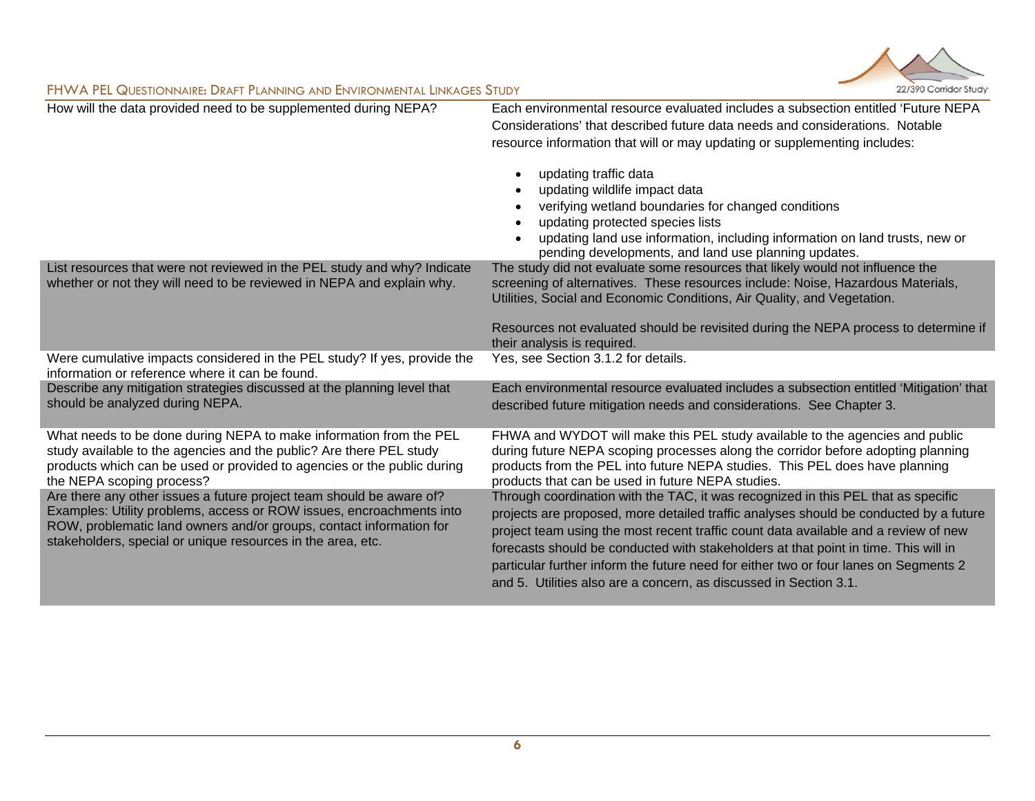| | |
|---|---|
| How will the data provided need to be supplemented during NEPA? | Each environmental resource evaluated includes a subsection entitled 'Future NEPA Considerations' that described future data needs and considerations. Notable resource information that will or may updating or supplementing includes:<br><br>• updating traffic data<br>• updating wildlife impact data<br>• verifying wetland boundaries for changed conditions<br>• updating protected species lists<br>• updating land use information, including information on land trusts, new or pending developments, and land use planning updates. |
| List resources that were not reviewed in the PEL study and why? Indicate whether or not they will need to be reviewed in NEPA and explain why. | The study did not evaluate some resources that likely would not influence the screening of alternatives. These resources include: Noise, Hazardous Materials, Utilities, Social and Economic Conditions, Air Quality, and Vegetation.<br><br>Resources not evaluated should be revisited during the NEPA process to determine if their analysis is required. |
| Were cumulative impacts considered in the PEL study? If yes, provide the information or reference where it can be found. | Yes, see Section 3.1.2 for details. |
| Describe any mitigation strategies discussed at the planning level that should be analyzed during NEPA. | Each environmental resource evaluated includes a subsection entitled 'Mitigation' that described future mitigation needs and considerations. See Chapter 3. |
| What needs to be done during NEPA to make information from the PEL study available to the agencies and the public? Are there PEL study products which can be used or provided to agencies or the public during the NEPA scoping process? | FHWA and WYDOT will make this PEL study available to the agencies and public during future NEPA scoping processes along the corridor before adopting planning products from the PEL into future NEPA studies. This PEL does have planning products that can be used in future NEPA studies. |
| Are there any other issues a future project team should be aware of? Examples: Utility problems, access or ROW issues, encroachments into ROW, problematic land owners and/or groups, contact information for stakeholders, special or unique resources in the area, etc. | Through coordination with the TAC, it was recognized in this PEL that as specific projects are proposed, more detailed traffic analyses should be conducted by a future project team using the most recent traffic count data available and a review of new forecasts should be conducted with stakeholders at that point in time. This will in particular further inform the future need for either two or four lanes on Segments 2 and 5. Utilities also are a concern, as discussed in Section 3.1. |